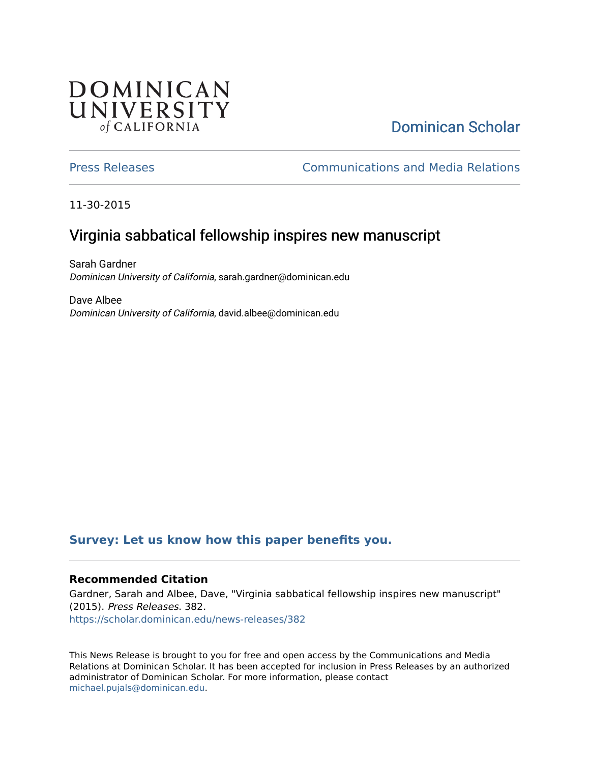DOMINICAN UNIVERSITY of CALIFORNIA

Dominican Scholar

Press Releases

Communications and Media Relations

11-30-2015

# Virginia sabbatical fellowship inspires new manuscript

Sarah Gardner
*Dominican University of California*, sarah.gardner@dominican.edu

Dave Albee
*Dominican University of California*, david.albee@dominican.edu

**Survey: Let us know how this paper benefits you.**

### Recommended Citation

Gardner, Sarah and Albee, Dave, "Virginia sabbatical fellowship inspires new manuscript" (2015). *Press Releases*. 382.
https://scholar.dominican.edu/news-releases/382

This News Release is brought to you for free and open access by the Communications and Media Relations at Dominican Scholar. It has been accepted for inclusion in Press Releases by an authorized administrator of Dominican Scholar. For more information, please contact michael.pujals@dominican.edu.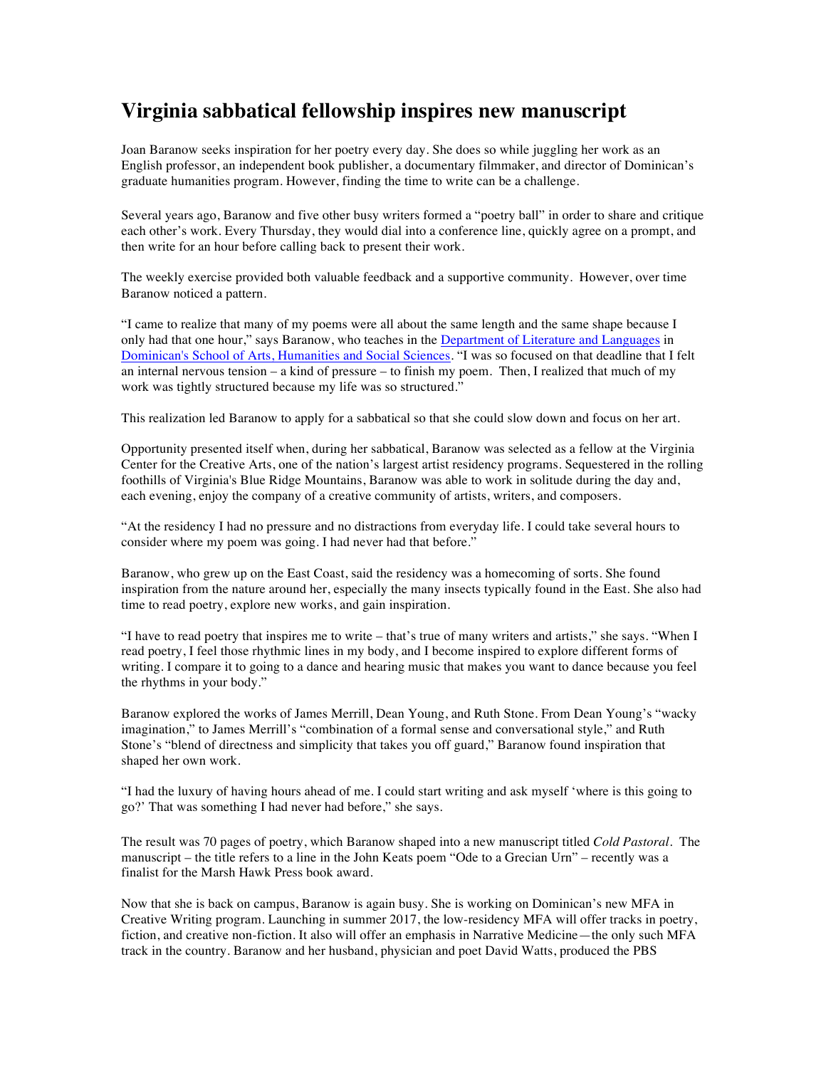# Virginia sabbatical fellowship inspires new manuscript

Joan Baranow seeks inspiration for her poetry every day. She does so while juggling her work as an English professor, an independent book publisher, a documentary filmmaker, and director of Dominican's graduate humanities program. However, finding the time to write can be a challenge.

Several years ago, Baranow and five other busy writers formed a "poetry ball" in order to share and critique each other's work. Every Thursday, they would dial into a conference line, quickly agree on a prompt, and then write for an hour before calling back to present their work.

The weekly exercise provided both valuable feedback and a supportive community. However, over time Baranow noticed a pattern.

"I came to realize that many of my poems were all about the same length and the same shape because I only had that one hour," says Baranow, who teaches in the [Department of Literature and Languages] in [Dominican's School of Arts, Humanities and Social Sciences]. "I was so focused on that deadline that I felt an internal nervous tension – a kind of pressure – to finish my poem. Then, I realized that much of my work was tightly structured because my life was so structured."

This realization led Baranow to apply for a sabbatical so that she could slow down and focus on her art.

Opportunity presented itself when, during her sabbatical, Baranow was selected as a fellow at the Virginia Center for the Creative Arts, one of the nation's largest artist residency programs. Sequestered in the rolling foothills of Virginia's Blue Ridge Mountains, Baranow was able to work in solitude during the day and, each evening, enjoy the company of a creative community of artists, writers, and composers.

"At the residency I had no pressure and no distractions from everyday life. I could take several hours to consider where my poem was going. I had never had that before."

Baranow, who grew up on the East Coast, said the residency was a homecoming of sorts. She found inspiration from the nature around her, especially the many insects typically found in the East. She also had time to read poetry, explore new works, and gain inspiration.

"I have to read poetry that inspires me to write – that's true of many writers and artists," she says. "When I read poetry, I feel those rhythmic lines in my body, and I become inspired to explore different forms of writing. I compare it to going to a dance and hearing music that makes you want to dance because you feel the rhythms in your body."

Baranow explored the works of James Merrill, Dean Young, and Ruth Stone. From Dean Young's "wacky imagination," to James Merrill's "combination of a formal sense and conversational style," and Ruth Stone's "blend of directness and simplicity that takes you off guard," Baranow found inspiration that shaped her own work.

"I had the luxury of having hours ahead of me. I could start writing and ask myself 'where is this going to go?' That was something I had never had before," she says.

The result was 70 pages of poetry, which Baranow shaped into a new manuscript titled *Cold Pastoral*. The manuscript – the title refers to a line in the John Keats poem "Ode to a Grecian Urn" – recently was a finalist for the Marsh Hawk Press book award.

Now that she is back on campus, Baranow is again busy. She is working on Dominican's new MFA in Creative Writing program. Launching in summer 2017, the low-residency MFA will offer tracks in poetry, fiction, and creative non-fiction. It also will offer an emphasis in Narrative Medicine—the only such MFA track in the country. Baranow and her husband, physician and poet David Watts, produced the PBS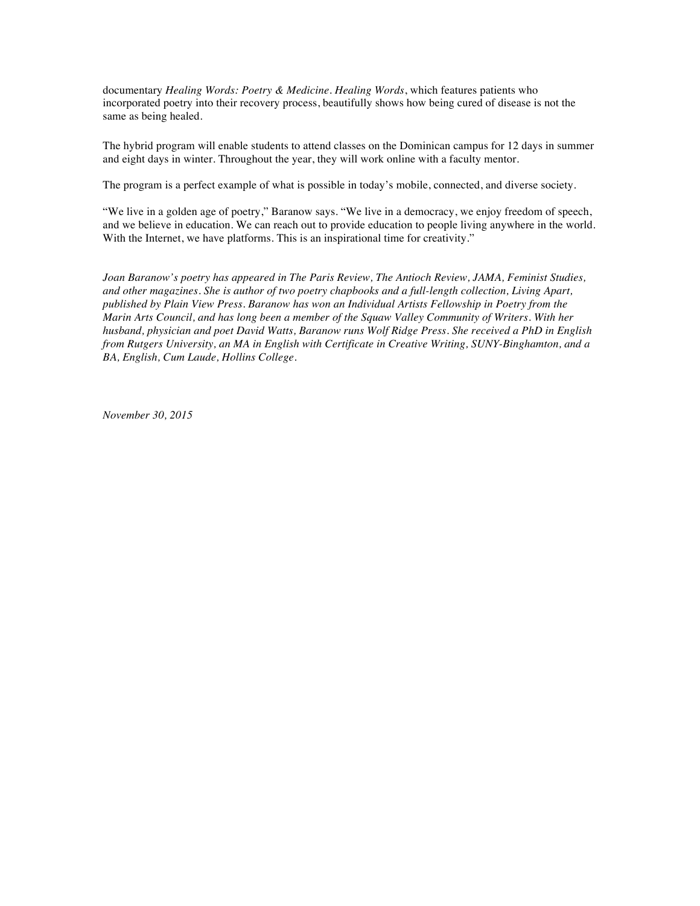documentary *Healing Words: Poetry & Medicine*. *Healing Words*, which features patients who incorporated poetry into their recovery process, beautifully shows how being cured of disease is not the same as being healed.

The hybrid program will enable students to attend classes on the Dominican campus for 12 days in summer and eight days in winter. Throughout the year, they will work online with a faculty mentor.

The program is a perfect example of what is possible in today's mobile, connected, and diverse society.

"We live in a golden age of poetry," Baranow says. "We live in a democracy, we enjoy freedom of speech, and we believe in education. We can reach out to provide education to people living anywhere in the world. With the Internet, we have platforms. This is an inspirational time for creativity."

*Joan Baranow's poetry has appeared in The Paris Review, The Antioch Review, JAMA, Feminist Studies, and other magazines. She is author of two poetry chapbooks and a full-length collection, Living Apart, published by Plain View Press. Baranow has won an Individual Artists Fellowship in Poetry from the Marin Arts Council, and has long been a member of the Squaw Valley Community of Writers. With her husband, physician and poet David Watts, Baranow runs Wolf Ridge Press. She received a PhD in English from Rutgers University, an MA in English with Certificate in Creative Writing, SUNY-Binghamton, and a BA, English, Cum Laude, Hollins College.*

*November 30, 2015*